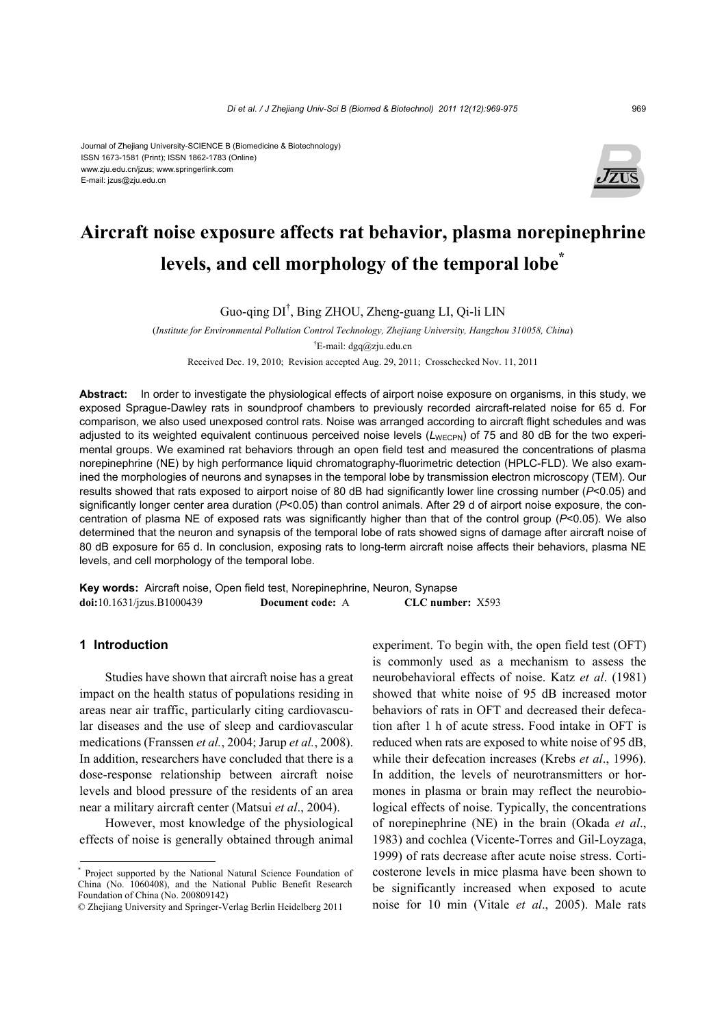Journal of Zhejiang University-SCIENCE B (Biomedicine & Biotechnology)
ISSN 1673-1581 (Print); ISSN 1862-1783 (Online)
www.zju.edu.cn/jzus; www.springerlink.com
E-mail: jzus@zju.edu.cn

# Aircraft noise exposure affects rat behavior, plasma norepinephrine levels, and cell morphology of the temporal lobe*

Guo-qing DI†, Bing ZHOU, Zheng-guang LI, Qi-li LIN

(*Institute for Environmental Pollution Control Technology, Zhejiang University, Hangzhou 310058, China*)

†E-mail: dgq@zju.edu.cn

Received Dec. 19, 2010; Revision accepted Aug. 29, 2011; Crosschecked Nov. 11, 2011

**Abstract:** In order to investigate the physiological effects of airport noise exposure on organisms, in this study, we exposed Sprague-Dawley rats in soundproof chambers to previously recorded aircraft-related noise for 65 d. For comparison, we also used unexposed control rats. Noise was arranged according to aircraft flight schedules and was adjusted to its weighted equivalent continuous perceived noise levels ($L_{WECPN}$) of 75 and 80 dB for the two experimental groups. We examined rat behaviors through an open field test and measured the concentrations of plasma norepinephrine (NE) by high performance liquid chromatography-fluorimetric detection (HPLC-FLD). We also examined the morphologies of neurons and synapses in the temporal lobe by transmission electron microscopy (TEM). Our results showed that rats exposed to airport noise of 80 dB had significantly lower line crossing number ($P<0.05$) and significantly longer center area duration ($P<0.05$) than control animals. After 29 d of airport noise exposure, the concentration of plasma NE of exposed rats was significantly higher than that of the control group ($P<0.05$). We also determined that the neuron and synapsis of the temporal lobe of rats showed signs of damage after aircraft noise of 80 dB exposure for 65 d. In conclusion, exposing rats to long-term aircraft noise affects their behaviors, plasma NE levels, and cell morphology of the temporal lobe.

**Key words:** Aircraft noise, Open field test, Norepinephrine, Neuron, Synapse
**doi:**10.1631/jzus.B1000439 **Document code:** A **CLC number:** X593

## 1 Introduction

Studies have shown that aircraft noise has a great impact on the health status of populations residing in areas near air traffic, particularly citing cardiovascular diseases and the use of sleep and cardiovascular medications (Franssen *et al.*, 2004; Jarup *et al.*, 2008). In addition, researchers have concluded that there is a dose-response relationship between aircraft noise levels and blood pressure of the residents of an area near a military aircraft center (Matsui *et al*., 2004).

However, most knowledge of the physiological effects of noise is generally obtained through animal experiment. To begin with, the open field test (OFT) is commonly used as a mechanism to assess the neurobehavioral effects of noise. Katz *et al*. (1981) showed that white noise of 95 dB increased motor behaviors of rats in OFT and decreased their defecation after 1 h of acute stress. Food intake in OFT is reduced when rats are exposed to white noise of 95 dB, while their defecation increases (Krebs *et al*., 1996). In addition, the levels of neurotransmitters or hormones in plasma or brain may reflect the neurobiological effects of noise. Typically, the concentrations of norepinephrine (NE) in the brain (Okada *et al*., 1983) and cochlea (Vicente-Torres and Gil-Loyzaga, 1999) of rats decrease after acute noise stress. Corticosterone levels in mice plasma have been shown to be significantly increased when exposed to acute noise for 10 min (Vitale *et al*., 2005). Male rats

---

\* Project supported by the National Natural Science Foundation of China (No. 1060408), and the National Public Benefit Research Foundation of China (No. 200809142)

© Zhejiang University and Springer-Verlag Berlin Heidelberg 2011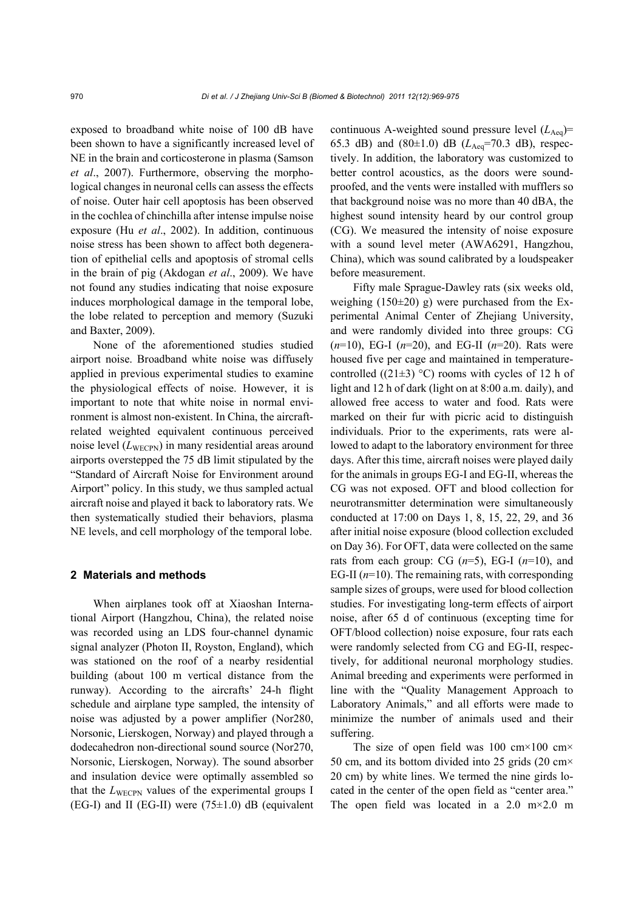exposed to broadband white noise of 100 dB have been shown to have a significantly increased level of NE in the brain and corticosterone in plasma (Samson *et al*., 2007). Furthermore, observing the morphological changes in neuronal cells can assess the effects of noise. Outer hair cell apoptosis has been observed in the cochlea of chinchilla after intense impulse noise exposure (Hu *et al*., 2002). In addition, continuous noise stress has been shown to affect both degeneration of epithelial cells and apoptosis of stromal cells in the brain of pig (Akdogan *et al*., 2009). We have not found any studies indicating that noise exposure induces morphological damage in the temporal lobe, the lobe related to perception and memory (Suzuki and Baxter, 2009).

None of the aforementioned studies studied airport noise. Broadband white noise was diffusely applied in previous experimental studies to examine the physiological effects of noise. However, it is important to note that white noise in normal environment is almost non-existent. In China, the aircraft-related weighted equivalent continuous perceived noise level ($L_{\text{WECPN}}$) in many residential areas around airports overstepped the 75 dB limit stipulated by the "Standard of Aircraft Noise for Environment around Airport" policy. In this study, we thus sampled actual aircraft noise and played it back to laboratory rats. We then systematically studied their behaviors, plasma NE levels, and cell morphology of the temporal lobe.

## 2 Materials and methods

When airplanes took off at Xiaoshan International Airport (Hangzhou, China), the related noise was recorded using an LDS four-channel dynamic signal analyzer (Photon II, Royston, England), which was stationed on the roof of a nearby residential building (about 100 m vertical distance from the runway). According to the aircrafts' 24-h flight schedule and airplane type sampled, the intensity of noise was adjusted by a power amplifier (Nor280, Norsonic, Lierskogen, Norway) and played through a dodecahedron non-directional sound source (Nor270, Norsonic, Lierskogen, Norway). The sound absorber and insulation device were optimally assembled so that the $L_{\text{WECPN}}$ values of the experimental groups I (EG-I) and II (EG-II) were (75±1.0) dB (equivalent continuous A-weighted sound pressure level ($L_{\text{Aeq}}$)= 65.3 dB) and (80±1.0) dB ($L_{\text{Aeq}}$=70.3 dB), respectively. In addition, the laboratory was customized to better control acoustics, as the doors were soundproofed, and the vents were installed with mufflers so that background noise was no more than 40 dBA, the highest sound intensity heard by our control group (CG). We measured the intensity of noise exposure with a sound level meter (AWA6291, Hangzhou, China), which was sound calibrated by a loudspeaker before measurement.

Fifty male Sprague-Dawley rats (six weeks old, weighing (150±20) g) were purchased from the Experimental Animal Center of Zhejiang University, and were randomly divided into three groups: CG ($n$=10), EG-I ($n$=20), and EG-II ($n$=20). Rats were housed five per cage and maintained in temperature-controlled ((21±3) °C) rooms with cycles of 12 h of light and 12 h of dark (light on at 8:00 a.m. daily), and allowed free access to water and food. Rats were marked on their fur with picric acid to distinguish individuals. Prior to the experiments, rats were allowed to adapt to the laboratory environment for three days. After this time, aircraft noises were played daily for the animals in groups EG-I and EG-II, whereas the CG was not exposed. OFT and blood collection for neurotransmitter determination were simultaneously conducted at 17:00 on Days 1, 8, 15, 22, 29, and 36 after initial noise exposure (blood collection excluded on Day 36). For OFT, data were collected on the same rats from each group: CG ($n$=5), EG-I ($n$=10), and EG-II ($n$=10). The remaining rats, with corresponding sample sizes of groups, were used for blood collection studies. For investigating long-term effects of airport noise, after 65 d of continuous (excepting time for OFT/blood collection) noise exposure, four rats each were randomly selected from CG and EG-II, respectively, for additional neuronal morphology studies. Animal breeding and experiments were performed in line with the "Quality Management Approach to Laboratory Animals," and all efforts were made to minimize the number of animals used and their suffering.

The size of open field was 100 cm×100 cm×50 cm, and its bottom divided into 25 grids (20 cm×20 cm) by white lines. We termed the nine girds located in the center of the open field as "center area." The open field was located in a 2.0 m×2.0 m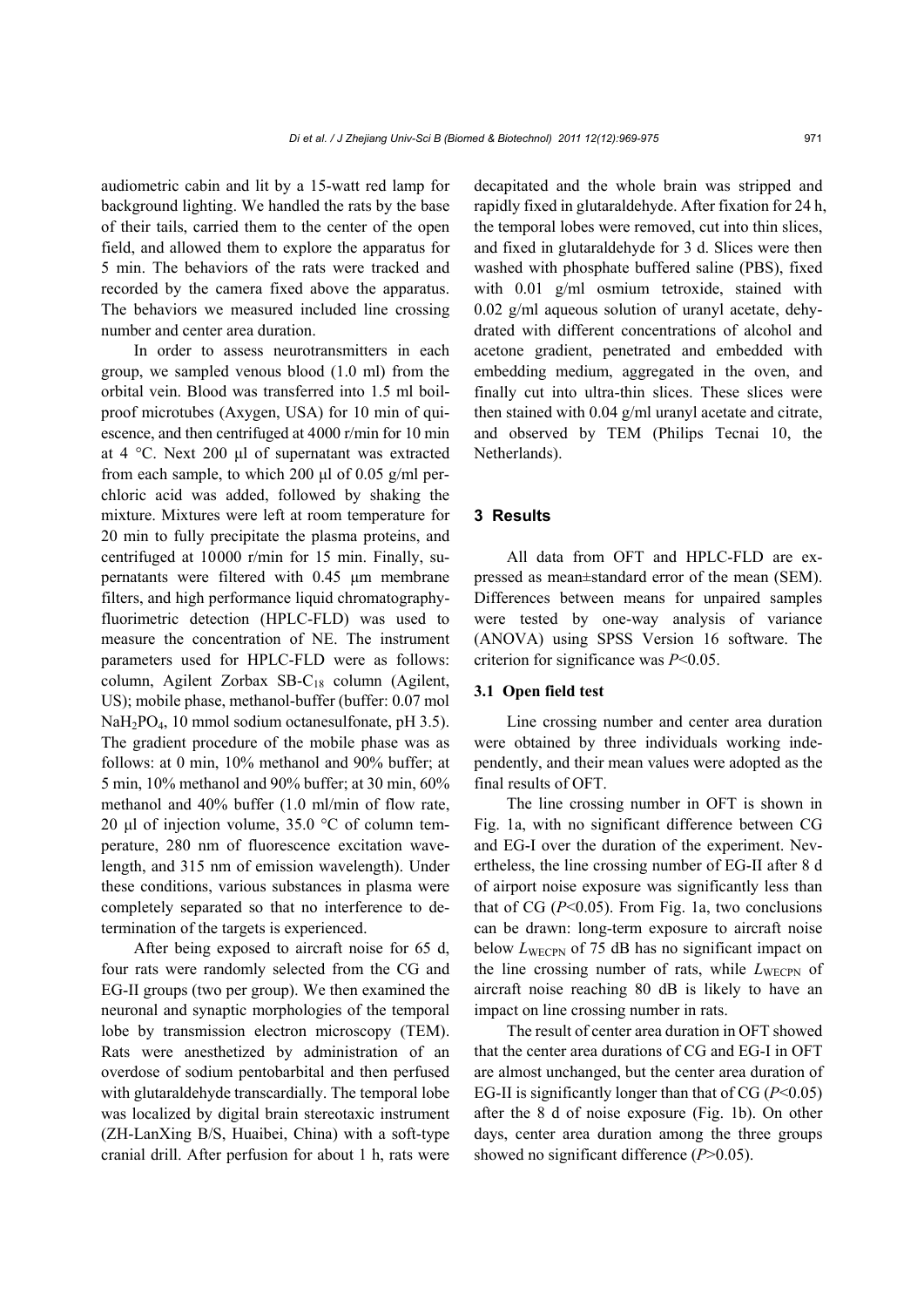audiometric cabin and lit by a 15-watt red lamp for background lighting. We handled the rats by the base of their tails, carried them to the center of the open field, and allowed them to explore the apparatus for 5 min. The behaviors of the rats were tracked and recorded by the camera fixed above the apparatus. The behaviors we measured included line crossing number and center area duration.

In order to assess neurotransmitters in each group, we sampled venous blood (1.0 ml) from the orbital vein. Blood was transferred into 1.5 ml boil-proof microtubes (Axygen, USA) for 10 min of quiescence, and then centrifuged at 4000 r/min for 10 min at 4 °C. Next 200 μl of supernatant was extracted from each sample, to which 200 μl of 0.05 g/ml perchloric acid was added, followed by shaking the mixture. Mixtures were left at room temperature for 20 min to fully precipitate the plasma proteins, and centrifuged at 10000 r/min for 15 min. Finally, supernatants were filtered with 0.45 μm membrane filters, and high performance liquid chromatography-fluorimetric detection (HPLC-FLD) was used to measure the concentration of NE. The instrument parameters used for HPLC-FLD were as follows: column, Agilent Zorbax SB-$C_{18}$ column (Agilent, US); mobile phase, methanol-buffer (buffer: 0.07 mol $NaH_2PO_4$, 10 mmol sodium octanesulfonate, pH 3.5). The gradient procedure of the mobile phase was as follows: at 0 min, 10% methanol and 90% buffer; at 5 min, 10% methanol and 90% buffer; at 30 min, 60% methanol and 40% buffer (1.0 ml/min of flow rate, 20 μl of injection volume, 35.0 °C of column temperature, 280 nm of fluorescence excitation wavelength, and 315 nm of emission wavelength). Under these conditions, various substances in plasma were completely separated so that no interference to determination of the targets is experienced.

After being exposed to aircraft noise for 65 d, four rats were randomly selected from the CG and EG-II groups (two per group). We then examined the neuronal and synaptic morphologies of the temporal lobe by transmission electron microscopy (TEM). Rats were anesthetized by administration of an overdose of sodium pentobarbital and then perfused with glutaraldehyde transcardially. The temporal lobe was localized by digital brain stereotaxic instrument (ZH-LanXing B/S, Huaibei, China) with a soft-type cranial drill. After perfusion for about 1 h, rats were decapitated and the whole brain was stripped and rapidly fixed in glutaraldehyde. After fixation for 24 h, the temporal lobes were removed, cut into thin slices, and fixed in glutaraldehyde for 3 d. Slices were then washed with phosphate buffered saline (PBS), fixed with 0.01 g/ml osmium tetroxide, stained with 0.02 g/ml aqueous solution of uranyl acetate, dehydrated with different concentrations of alcohol and acetone gradient, penetrated and embedded with embedding medium, aggregated in the oven, and finally cut into ultra-thin slices. These slices were then stained with 0.04 g/ml uranyl acetate and citrate, and observed by TEM (Philips Tecnai 10, the Netherlands).

## 3 Results

All data from OFT and HPLC-FLD are expressed as mean±standard error of the mean (SEM). Differences between means for unpaired samples were tested by one-way analysis of variance (ANOVA) using SPSS Version 16 software. The criterion for significance was $P<0.05$.

### 3.1 Open field test

Line crossing number and center area duration were obtained by three individuals working independently, and their mean values were adopted as the final results of OFT.

The line crossing number in OFT is shown in Fig. 1a, with no significant difference between CG and EG-I over the duration of the experiment. Nevertheless, the line crossing number of EG-II after 8 d of airport noise exposure was significantly less than that of CG ($P<0.05$). From Fig. 1a, two conclusions can be drawn: long-term exposure to aircraft noise below $L_{WECPN}$ of 75 dB has no significant impact on the line crossing number of rats, while $L_{WECPN}$ of aircraft noise reaching 80 dB is likely to have an impact on line crossing number in rats.

The result of center area duration in OFT showed that the center area durations of CG and EG-I in OFT are almost unchanged, but the center area duration of EG-II is significantly longer than that of CG ($P<0.05$) after the 8 d of noise exposure (Fig. 1b). On other days, center area duration among the three groups showed no significant difference ($P>0.05$).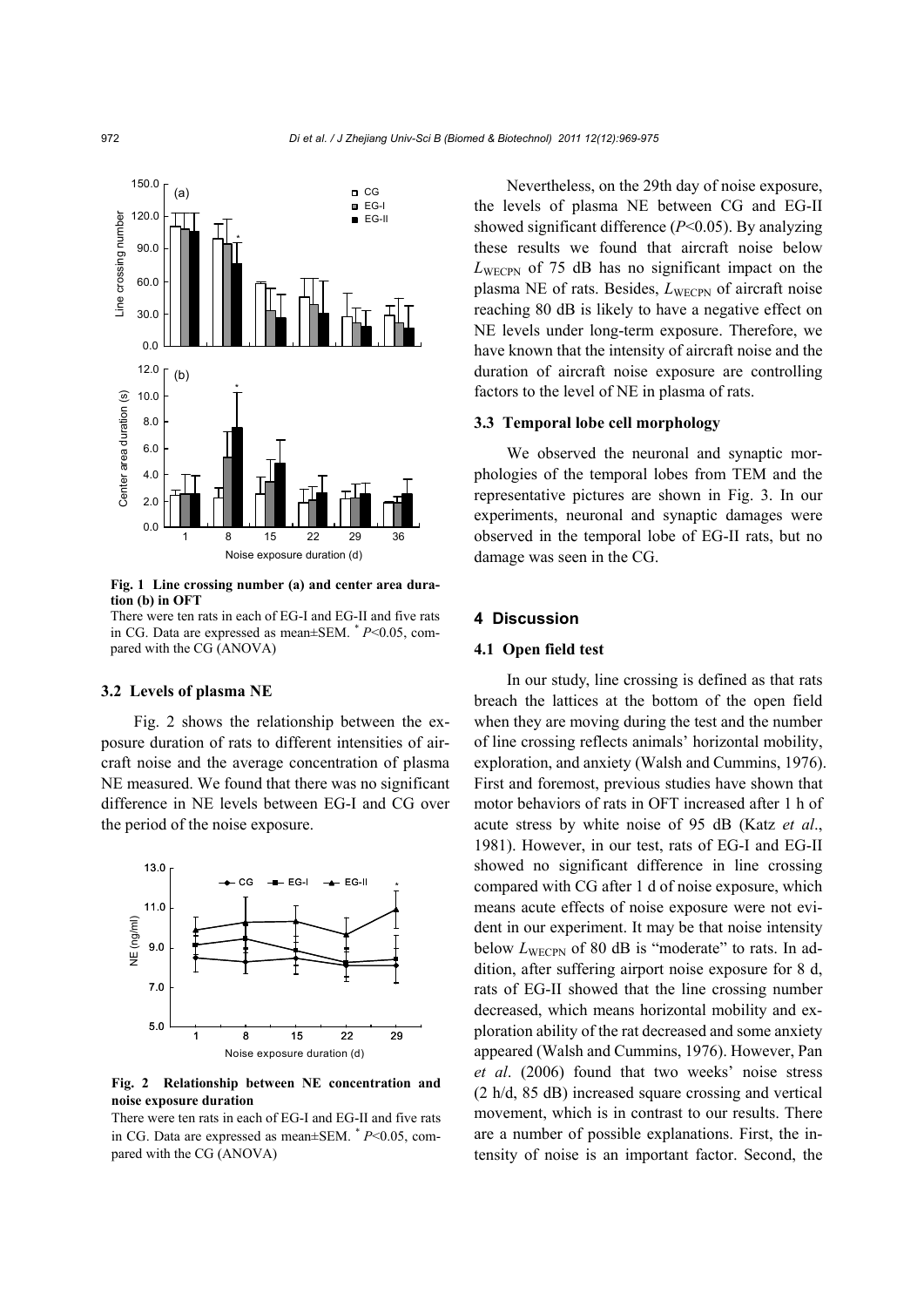**Fig. 1 Line crossing number (a) and center area duration (b) in OFT**

There were ten rats in each of EG-I and EG-II and five rats in CG. Data are expressed as mean±SEM. * $P<0.05$, compared with the CG (ANOVA)

### 3.2 Levels of plasma NE

Fig. 2 shows the relationship between the exposure duration of rats to different intensities of aircraft noise and the average concentration of plasma NE measured. We found that there was no significant difference in NE levels between EG-I and CG over the period of the noise exposure.

**Fig. 2 Relationship between NE concentration and noise exposure duration**

There were ten rats in each of EG-I and EG-II and five rats in CG. Data are expressed as mean±SEM. * $P<0.05$, compared with the CG (ANOVA)

Nevertheless, on the 29th day of noise exposure, the levels of plasma NE between CG and EG-II showed significant difference ($P<0.05$). By analyzing these results we found that aircraft noise below $L_{\text{WECPN}}$ of 75 dB has no significant impact on the plasma NE of rats. Besides, $L_{\text{WECPN}}$ of aircraft noise reaching 80 dB is likely to have a negative effect on NE levels under long-term exposure. Therefore, we have known that the intensity of aircraft noise and the duration of aircraft noise exposure are controlling factors to the level of NE in plasma of rats.

### 3.3 Temporal lobe cell morphology

We observed the neuronal and synaptic morphologies of the temporal lobes from TEM and the representative pictures are shown in Fig. 3. In our experiments, neuronal and synaptic damages were observed in the temporal lobe of EG-II rats, but no damage was seen in the CG.

## 4 Discussion

### 4.1 Open field test

In our study, line crossing is defined as that rats breach the lattices at the bottom of the open field when they are moving during the test and the number of line crossing reflects animals' horizontal mobility, exploration, and anxiety (Walsh and Cummins, 1976). First and foremost, previous studies have shown that motor behaviors of rats in OFT increased after 1 h of acute stress by white noise of 95 dB (Katz *et al*., 1981). However, in our test, rats of EG-I and EG-II showed no significant difference in line crossing compared with CG after 1 d of noise exposure, which means acute effects of noise exposure were not evident in our experiment. It may be that noise intensity below $L_{\text{WECPN}}$ of 80 dB is "moderate" to rats. In addition, after suffering airport noise exposure for 8 d, rats of EG-II showed that the line crossing number decreased, which means horizontal mobility and exploration ability of the rat decreased and some anxiety appeared (Walsh and Cummins, 1976). However, Pan *et al*. (2006) found that two weeks' noise stress (2 h/d, 85 dB) increased square crossing and vertical movement, which is in contrast to our results. There are a number of possible explanations. First, the intensity of noise is an important factor. Second, the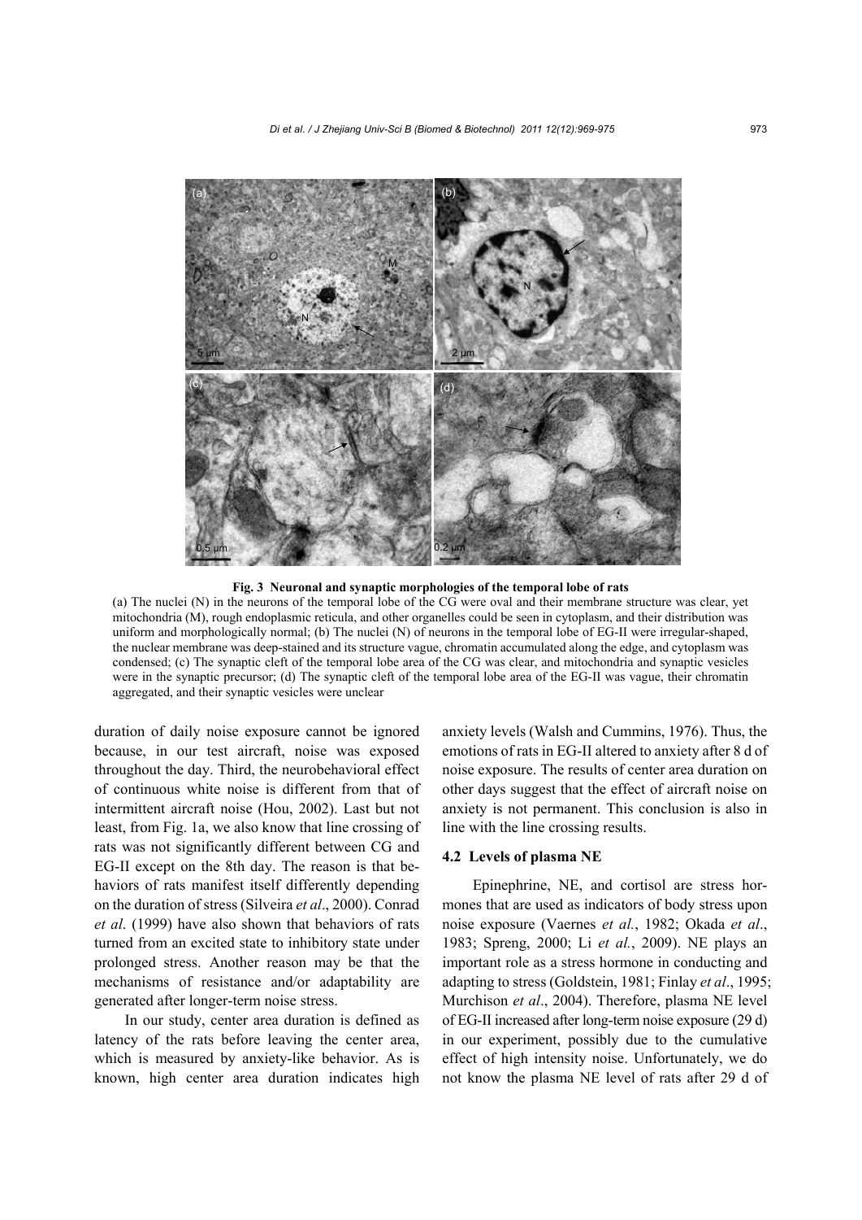**Fig. 3 Neuronal and synaptic morphologies of the temporal lobe of rats**

(a) The nuclei (N) in the neurons of the temporal lobe of the CG were oval and their membrane structure was clear, yet mitochondria (M), rough endoplasmic reticula, and other organelles could be seen in cytoplasm, and their distribution was uniform and morphologically normal; (b) The nuclei (N) of neurons in the temporal lobe of EG-II were irregular-shaped, the nuclear membrane was deep-stained and its structure vague, chromatin accumulated along the edge, and cytoplasm was condensed; (c) The synaptic cleft of the temporal lobe area of the CG was clear, and mitochondria and synaptic vesicles were in the synaptic precursor; (d) The synaptic cleft of the temporal lobe area of the EG-II was vague, their chromatin aggregated, and their synaptic vesicles were unclear

duration of daily noise exposure cannot be ignored because, in our test aircraft, noise was exposed throughout the day. Third, the neurobehavioral effect of continuous white noise is different from that of intermittent aircraft noise (Hou, 2002). Last but not least, from Fig. 1a, we also know that line crossing of rats was not significantly different between CG and EG-II except on the 8th day. The reason is that behaviors of rats manifest itself differently depending on the duration of stress (Silveira *et al*., 2000). Conrad *et al*. (1999) have also shown that behaviors of rats turned from an excited state to inhibitory state under prolonged stress. Another reason may be that the mechanisms of resistance and/or adaptability are generated after longer-term noise stress.

In our study, center area duration is defined as latency of the rats before leaving the center area, which is measured by anxiety-like behavior. As is known, high center area duration indicates high anxiety levels (Walsh and Cummins, 1976). Thus, the emotions of rats in EG-II altered to anxiety after 8 d of noise exposure. The results of center area duration on other days suggest that the effect of aircraft noise on anxiety is not permanent. This conclusion is also in line with the line crossing results.

### 4.2 Levels of plasma NE

Epinephrine, NE, and cortisol are stress hormones that are used as indicators of body stress upon noise exposure (Vaernes *et al.*, 1982; Okada *et al*., 1983; Spreng, 2000; Li *et al.*, 2009). NE plays an important role as a stress hormone in conducting and adapting to stress (Goldstein, 1981; Finlay *et al*., 1995; Murchison *et al*., 2004). Therefore, plasma NE level of EG-II increased after long-term noise exposure (29 d) in our experiment, possibly due to the cumulative effect of high intensity noise. Unfortunately, we do not know the plasma NE level of rats after 29 d of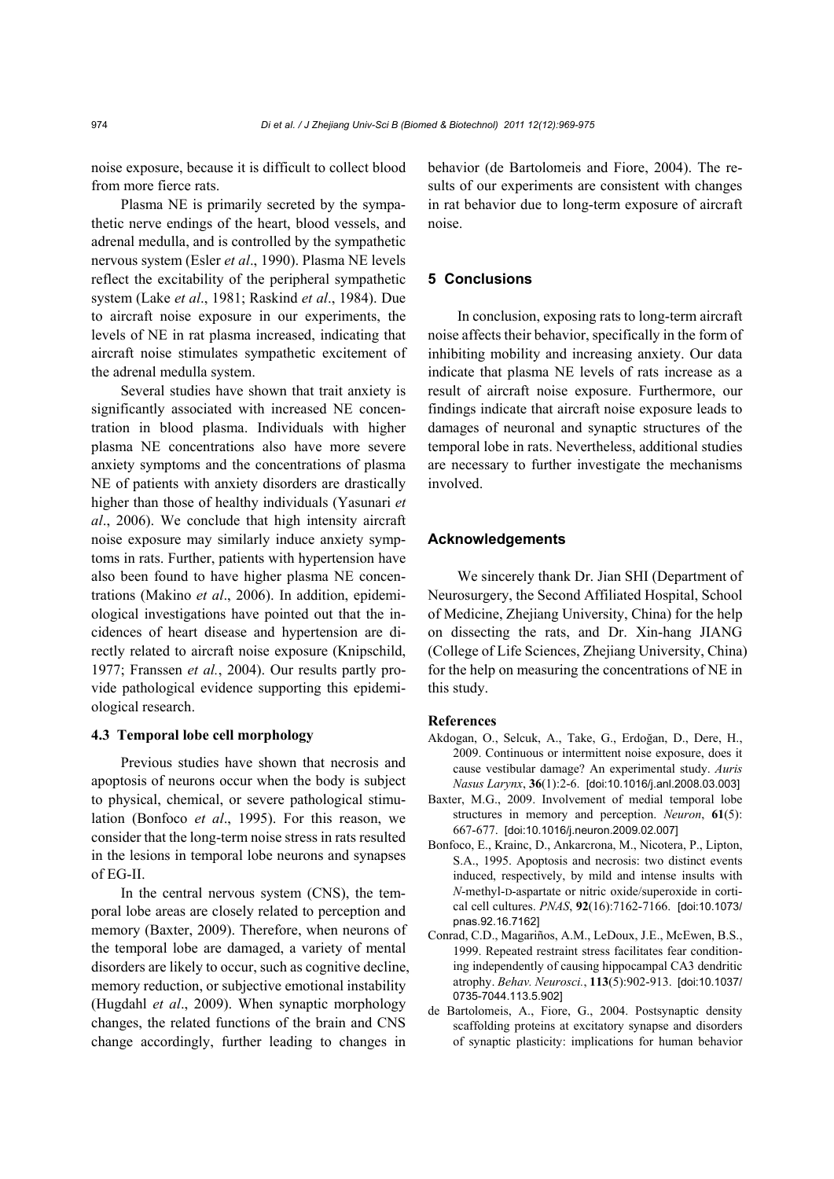noise exposure, because it is difficult to collect blood from more fierce rats.

Plasma NE is primarily secreted by the sympathetic nerve endings of the heart, blood vessels, and adrenal medulla, and is controlled by the sympathetic nervous system (Esler *et al*., 1990). Plasma NE levels reflect the excitability of the peripheral sympathetic system (Lake *et al*., 1981; Raskind *et al*., 1984). Due to aircraft noise exposure in our experiments, the levels of NE in rat plasma increased, indicating that aircraft noise stimulates sympathetic excitement of the adrenal medulla system.

Several studies have shown that trait anxiety is significantly associated with increased NE concentration in blood plasma. Individuals with higher plasma NE concentrations also have more severe anxiety symptoms and the concentrations of plasma NE of patients with anxiety disorders are drastically higher than those of healthy individuals (Yasunari *et al*., 2006). We conclude that high intensity aircraft noise exposure may similarly induce anxiety symptoms in rats. Further, patients with hypertension have also been found to have higher plasma NE concentrations (Makino *et al*., 2006). In addition, epidemiological investigations have pointed out that the incidences of heart disease and hypertension are directly related to aircraft noise exposure (Knipschild, 1977; Franssen *et al.*, 2004). Our results partly provide pathological evidence supporting this epidemiological research.

### 4.3 Temporal lobe cell morphology

Previous studies have shown that necrosis and apoptosis of neurons occur when the body is subject to physical, chemical, or severe pathological stimulation (Bonfoco *et al*., 1995). For this reason, we consider that the long-term noise stress in rats resulted in the lesions in temporal lobe neurons and synapses of EG-II.

In the central nervous system (CNS), the temporal lobe areas are closely related to perception and memory (Baxter, 2009). Therefore, when neurons of the temporal lobe are damaged, a variety of mental disorders are likely to occur, such as cognitive decline, memory reduction, or subjective emotional instability (Hugdahl *et al*., 2009). When synaptic morphology changes, the related functions of the brain and CNS change accordingly, further leading to changes in behavior (de Bartolomeis and Fiore, 2004). The results of our experiments are consistent with changes in rat behavior due to long-term exposure of aircraft noise.

## 5 Conclusions

In conclusion, exposing rats to long-term aircraft noise affects their behavior, specifically in the form of inhibiting mobility and increasing anxiety. Our data indicate that plasma NE levels of rats increase as a result of aircraft noise exposure. Furthermore, our findings indicate that aircraft noise exposure leads to damages of neuronal and synaptic structures of the temporal lobe in rats. Nevertheless, additional studies are necessary to further investigate the mechanisms involved.

## Acknowledgements

We sincerely thank Dr. Jian SHI (Department of Neurosurgery, the Second Affiliated Hospital, School of Medicine, Zhejiang University, China) for the help on dissecting the rats, and Dr. Xin-hang JIANG (College of Life Sciences, Zhejiang University, China) for the help on measuring the concentrations of NE in this study.

## References

Akdogan, O., Selcuk, A., Take, G., Erdoğan, D., Dere, H., 2009. Continuous or intermittent noise exposure, does it cause vestibular damage? An experimental study. *Auris Nasus Larynx*, **36**(1):2-6. [doi:10.1016/j.anl.2008.03.003]

Baxter, M.G., 2009. Involvement of medial temporal lobe structures in memory and perception. *Neuron*, **61**(5):667-677. [doi:10.1016/j.neuron.2009.02.007]

Bonfoco, E., Krainc, D., Ankarcrona, M., Nicotera, P., Lipton, S.A., 1995. Apoptosis and necrosis: two distinct events induced, respectively, by mild and intense insults with *N*-methyl-D-aspartate or nitric oxide/superoxide in cortical cell cultures. *PNAS*, **92**(16):7162-7166. [doi:10.1073/pnas.92.16.7162]

Conrad, C.D., Magariños, A.M., LeDoux, J.E., McEwen, B.S., 1999. Repeated restraint stress facilitates fear conditioning independently of causing hippocampal CA3 dendritic atrophy. *Behav. Neurosci.*, **113**(5):902-913. [doi:10.1037/0735-7044.113.5.902]

de Bartolomeis, A., Fiore, G., 2004. Postsynaptic density scaffolding proteins at excitatory synapse and disorders of synaptic plasticity: implications for human behavior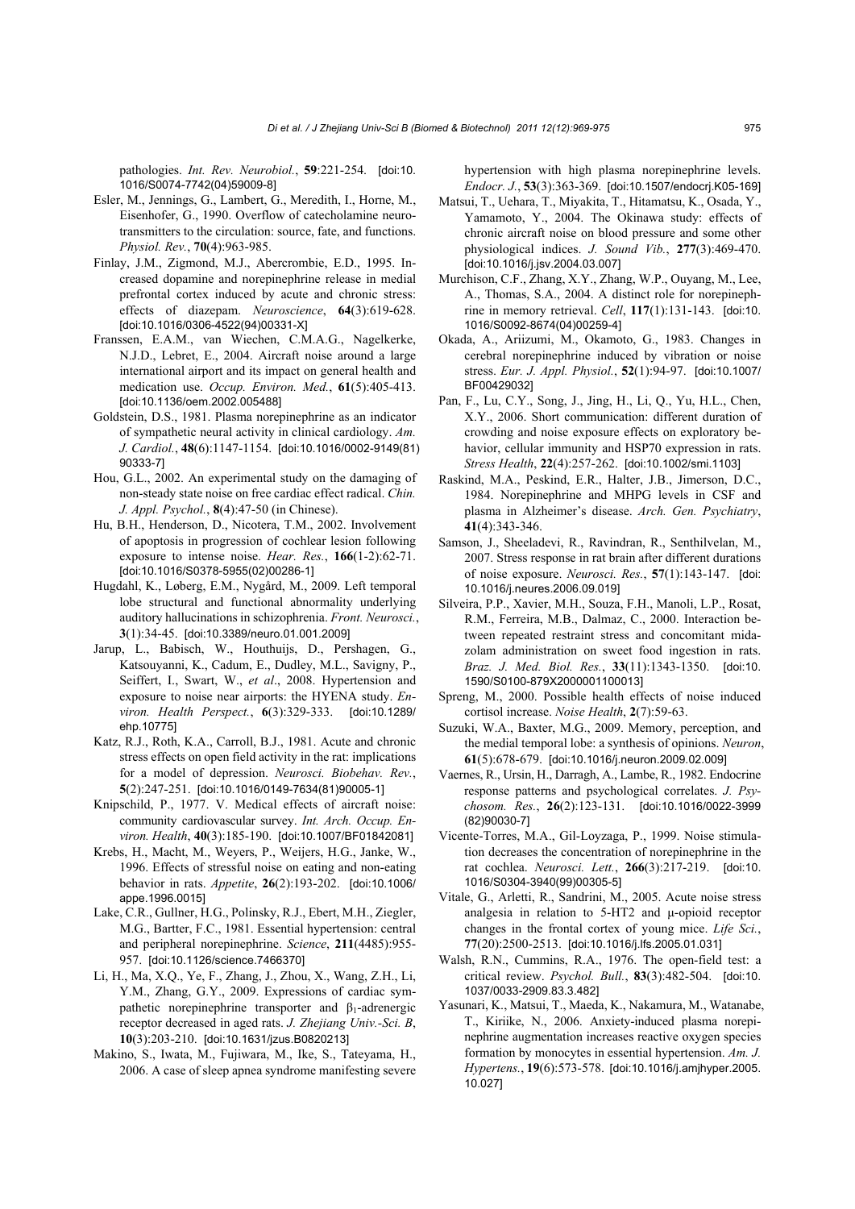pathologies. *Int. Rev. Neurobiol.*, **59**:221-254. [doi:10.1016/S0074-7742(04)59009-8]

Esler, M., Jennings, G., Lambert, G., Meredith, I., Horne, M., Eisenhofer, G., 1990. Overflow of catecholamine neurotransmitters to the circulation: source, fate, and functions. *Physiol. Rev.*, **70**(4):963-985.

Finlay, J.M., Zigmond, M.J., Abercrombie, E.D., 1995. Increased dopamine and norepinephrine release in medial prefrontal cortex induced by acute and chronic stress: effects of diazepam. *Neuroscience*, **64**(3):619-628. [doi:10.1016/0306-4522(94)00331-X]

Franssen, E.A.M., van Wiechen, C.M.A.G., Nagelkerke, N.J.D., Lebret, E., 2004. Aircraft noise around a large international airport and its impact on general health and medication use. *Occup. Environ. Med.*, **61**(5):405-413. [doi:10.1136/oem.2002.005488]

Goldstein, D.S., 1981. Plasma norepinephrine as an indicator of sympathetic neural activity in clinical cardiology. *Am. J. Cardiol.*, **48**(6):1147-1154. [doi:10.1016/0002-9149(81)90333-7]

Hou, G.L., 2002. An experimental study on the damaging of non-steady state noise on free cardiac effect radical. *Chin. J. Appl. Psychol.*, **8**(4):47-50 (in Chinese).

Hu, B.H., Henderson, D., Nicotera, T.M., 2002. Involvement of apoptosis in progression of cochlear lesion following exposure to intense noise. *Hear. Res.*, **166**(1-2):62-71. [doi:10.1016/S0378-5955(02)00286-1]

Hugdahl, K., Løberg, E.M., Nygård, M., 2009. Left temporal lobe structural and functional abnormality underlying auditory hallucinations in schizophrenia. *Front. Neurosci.*, **3**(1):34-45. [doi:10.3389/neuro.01.001.2009]

Jarup, L., Babisch, W., Houthuijs, D., Pershagen, G., Katsouyanni, K., Cadum, E., Dudley, M.L., Savigny, P., Seiffert, I., Swart, W., *et al*., 2008. Hypertension and exposure to noise near airports: the HYENA study. *Environ. Health Perspect.*, **6**(3):329-333. [doi:10.1289/ehp.10775]

Katz, R.J., Roth, K.A., Carroll, B.J., 1981. Acute and chronic stress effects on open field activity in the rat: implications for a model of depression. *Neurosci. Biobehav. Rev.*, **5**(2):247-251. [doi:10.1016/0149-7634(81)90005-1]

Knipschild, P., 1977. V. Medical effects of aircraft noise: community cardiovascular survey. *Int. Arch. Occup. Environ. Health*, **40**(3):185-190. [doi:10.1007/BF01842081]

Krebs, H., Macht, M., Weyers, P., Weijers, H.G., Janke, W., 1996. Effects of stressful noise on eating and non-eating behavior in rats. *Appetite*, **26**(2):193-202. [doi:10.1006/appe.1996.0015]

Lake, C.R., Gullner, H.G., Polinsky, R.J., Ebert, M.H., Ziegler, M.G., Bartter, F.C., 1981. Essential hypertension: central and peripheral norepinephrine. *Science*, **211**(4485):955-957. [doi:10.1126/science.7466370]

Li, H., Ma, X.Q., Ye, F., Zhang, J., Zhou, X., Wang, Z.H., Li, Y.M., Zhang, G.Y., 2009. Expressions of cardiac sympathetic norepinephrine transporter and $\beta_1$-adrenergic receptor decreased in aged rats. *J. Zhejiang Univ.-Sci. B*, **10**(3):203-210. [doi:10.1631/jzus.B0820213]

Makino, S., Iwata, M., Fujiwara, M., Ike, S., Tateyama, H., 2006. A case of sleep apnea syndrome manifesting severe hypertension with high plasma norepinephrine levels. *Endocr. J.*, **53**(3):363-369. [doi:10.1507/endocrj.K05-169]

Matsui, T., Uehara, T., Miyakita, T., Hitamatsu, K., Osada, Y., Yamamoto, Y., 2004. The Okinawa study: effects of chronic aircraft noise on blood pressure and some other physiological indices. *J. Sound Vib.*, **277**(3):469-470. [doi:10.1016/j.jsv.2004.03.007]

Murchison, C.F., Zhang, X.Y., Zhang, W.P., Ouyang, M., Lee, A., Thomas, S.A., 2004. A distinct role for norepinephrine in memory retrieval. *Cell*, **117**(1):131-143. [doi:10.1016/S0092-8674(04)00259-4]

Okada, A., Ariizumi, M., Okamoto, G., 1983. Changes in cerebral norepinephrine induced by vibration or noise stress. *Eur. J. Appl. Physiol.*, **52**(1):94-97. [doi:10.1007/BF00429032]

Pan, F., Lu, C.Y., Song, J., Jing, H., Li, Q., Yu, H.L., Chen, X.Y., 2006. Short communication: different duration of crowding and noise exposure effects on exploratory behavior, cellular immunity and HSP70 expression in rats. *Stress Health*, **22**(4):257-262. [doi:10.1002/smi.1103]

Raskind, M.A., Peskind, E.R., Halter, J.B., Jimerson, D.C., 1984. Norepinephrine and MHPG levels in CSF and plasma in Alzheimer's disease. *Arch. Gen. Psychiatry*, **41**(4):343-346.

Samson, J., Sheeladevi, R., Ravindran, R., Senthilvelan, M., 2007. Stress response in rat brain after different durations of noise exposure. *Neurosci. Res.*, **57**(1):143-147. [doi:10.1016/j.neures.2006.09.019]

Silveira, P.P., Xavier, M.H., Souza, F.H., Manoli, L.P., Rosat, R.M., Ferreira, M.B., Dalmaz, C., 2000. Interaction between repeated restraint stress and concomitant midazolam administration on sweet food ingestion in rats. *Braz. J. Med. Biol. Res.*, **33**(11):1343-1350. [doi:10.1590/S0100-879X2000001100013]

Spreng, M., 2000. Possible health effects of noise induced cortisol increase. *Noise Health*, **2**(7):59-63.

Suzuki, W.A., Baxter, M.G., 2009. Memory, perception, and the medial temporal lobe: a synthesis of opinions. *Neuron*, **61**(5):678-679. [doi:10.1016/j.neuron.2009.02.009]

Vaernes, R., Ursin, H., Darragh, A., Lambe, R., 1982. Endocrine response patterns and psychological correlates. *J. Psychosom. Res.*, **26**(2):123-131. [doi:10.1016/0022-3999(82)90030-7]

Vicente-Torres, M.A., Gil-Loyzaga, P., 1999. Noise stimulation decreases the concentration of norepinephrine in the rat cochlea. *Neurosci. Lett.*, **266**(3):217-219. [doi:10.1016/S0304-3940(99)00305-5]

Vitale, G., Arletti, R., Sandrini, M., 2005. Acute noise stress analgesia in relation to 5-HT2 and μ-opioid receptor changes in the frontal cortex of young mice. *Life Sci.*, **77**(20):2500-2513. [doi:10.1016/j.lfs.2005.01.031]

Walsh, R.N., Cummins, R.A., 1976. The open-field test: a critical review. *Psychol. Bull.*, **83**(3):482-504. [doi:10.1037/0033-2909.83.3.482]

Yasunari, K., Matsui, T., Maeda, K., Nakamura, M., Watanabe, T., Kiriike, N., 2006. Anxiety-induced plasma norepinephrine augmentation increases reactive oxygen species formation by monocytes in essential hypertension. *Am. J. Hypertens.*, **19**(6):573-578. [doi:10.1016/j.amjhyper.2005.10.027]